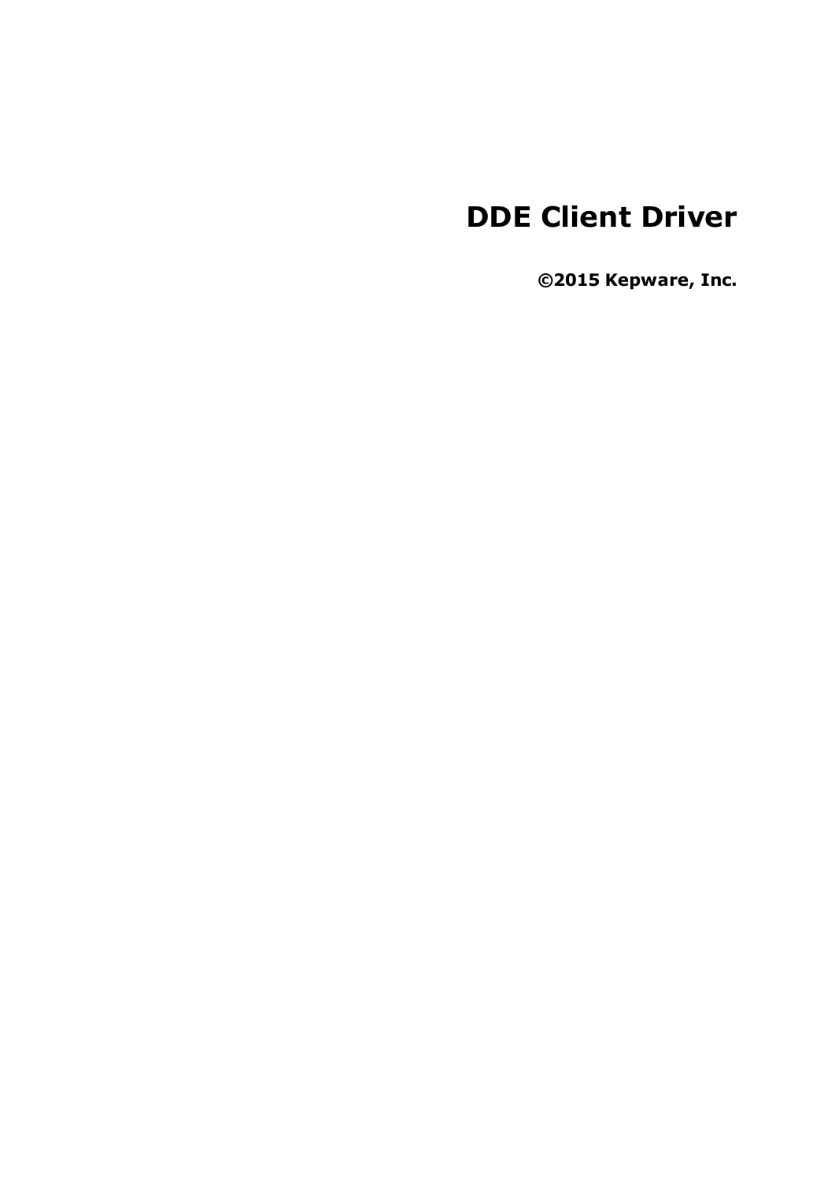# DDE Client Driver

**©2015 Kepware, Inc.**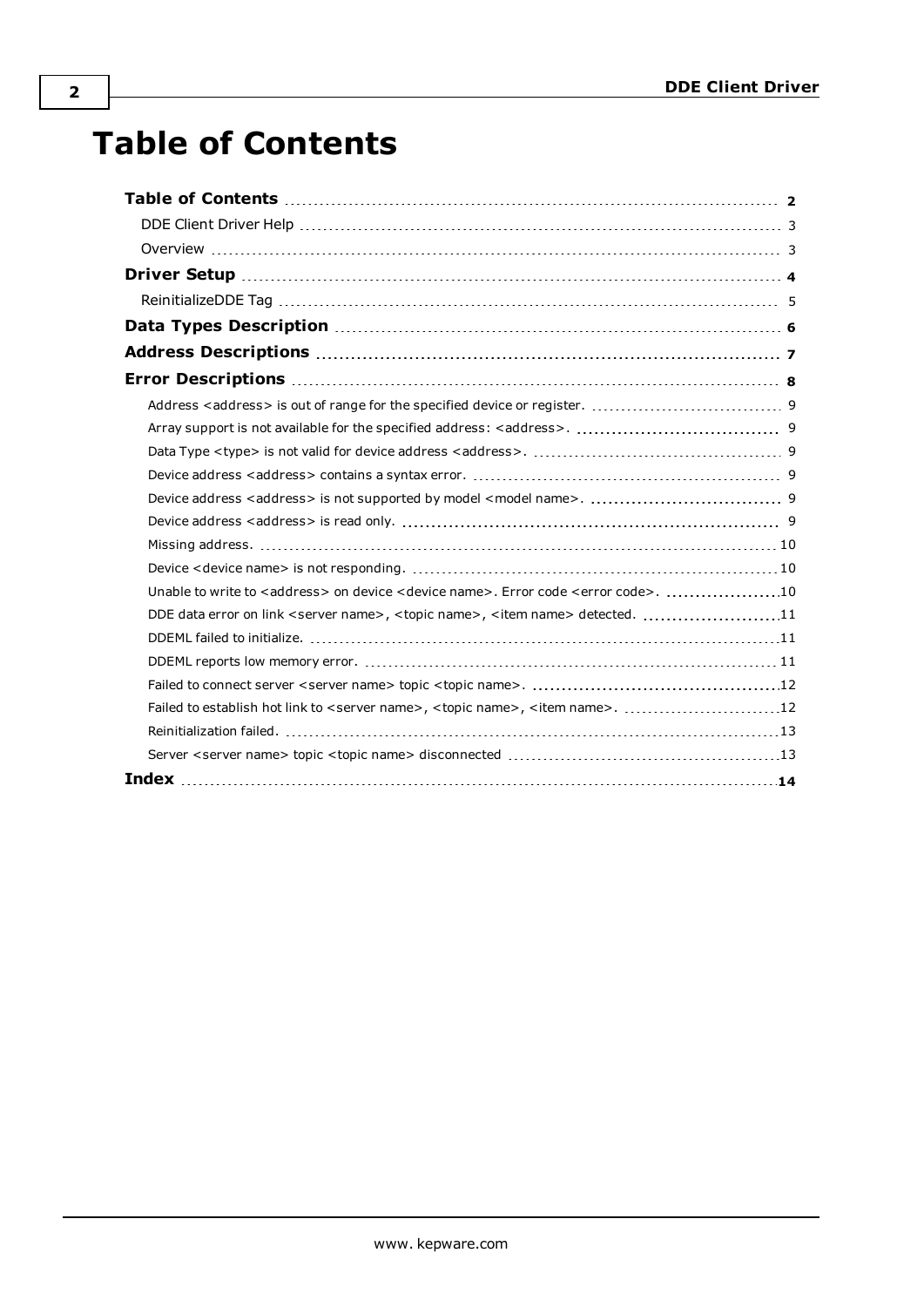# Table of Contents

**Table of Contents** .......... **2**

DDE Client Driver Help .......... 3

Overview .......... 3

**Driver Setup** .......... **4**

ReinitializeDDE Tag .......... 5

**Data Types Description** .......... **6**

**Address Descriptions** .......... **7**

**Error Descriptions** .......... **8**

Address <address> is out of range for the specified device or register. .......... 9

Array support is not available for the specified address: <address>. .......... 9

Data Type <type> is not valid for device address <address>. .......... 9

Device address <address> contains a syntax error. .......... 9

Device address <address> is not supported by model <model name>. .......... 9

Device address <address> is read only. .......... 9

Missing address. .......... 10

Device <device name> is not responding. .......... 10

Unable to write to <address> on device <device name>. Error code <error code>. .......... 10

DDE data error on link <server name>, <topic name>, <item name> detected. .......... 11

DDEML failed to initialize. .......... 11

DDEML reports low memory error. .......... 11

Failed to connect server <server name> topic <topic name>. .......... 12

Failed to establish hot link to <server name>, <topic name>, <item name>. .......... 12

Reinitialization failed. .......... 13

Server <server name> topic <topic name> disconnected .......... 13

**Index** .......... **14**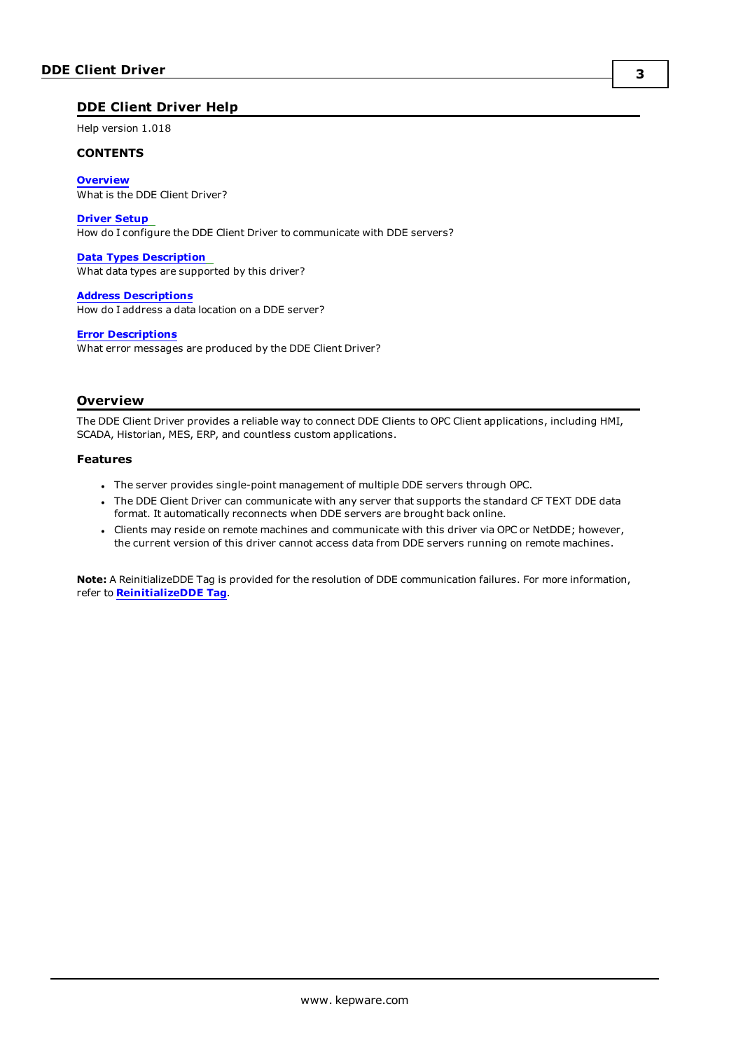## DDE Client Driver Help

Help version 1.018

### CONTENTS

**Overview**
What is the DDE Client Driver?

**Driver Setup**
How do I configure the DDE Client Driver to communicate with DDE servers?

**Data Types Description**
What data types are supported by this driver?

**Address Descriptions**
How do I address a data location on a DDE server?

**Error Descriptions**
What error messages are produced by the DDE Client Driver?

## Overview

The DDE Client Driver provides a reliable way to connect DDE Clients to OPC Client applications, including HMI, SCADA, Historian, MES, ERP, and countless custom applications.

### Features

- The server provides single-point management of multiple DDE servers through OPC.
- The DDE Client Driver can communicate with any server that supports the standard CF TEXT DDE data format. It automatically reconnects when DDE servers are brought back online.
- Clients may reside on remote machines and communicate with this driver via OPC or NetDDE; however, the current version of this driver cannot access data from DDE servers running on remote machines.

**Note:** A ReinitializeDDE Tag is provided for the resolution of DDE communication failures. For more information, refer to **ReinitializeDDE Tag**.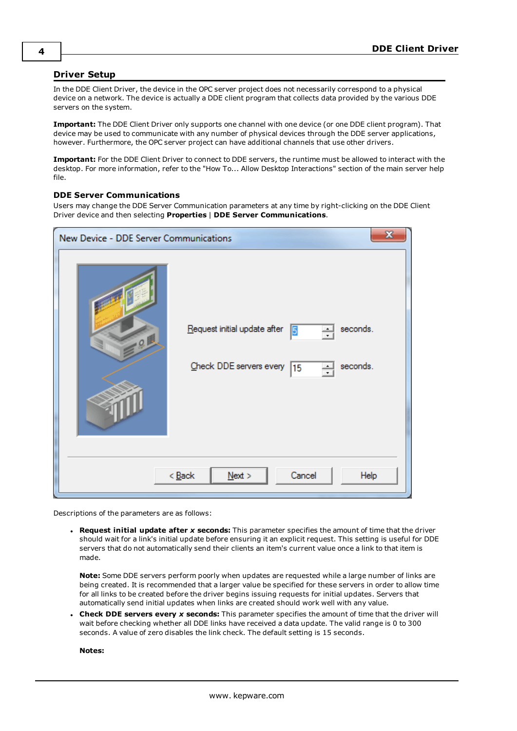## Driver Setup

In the DDE Client Driver, the device in the OPC server project does not necessarily correspond to a physical device on a network. The device is actually a DDE client program that collects data provided by the various DDE servers on the system.

**Important:** The DDE Client Driver only supports one channel with one device (or one DDE client program). That device may be used to communicate with any number of physical devices through the DDE server applications, however. Furthermore, the OPC server project can have additional channels that use other drivers.

**Important:** For the DDE Client Driver to connect to DDE servers, the runtime must be allowed to interact with the desktop. For more information, refer to the "How To... Allow Desktop Interactions" section of the main server help file.

### DDE Server Communications

Users may change the DDE Server Communication parameters at any time by right-clicking on the DDE Client Driver device and then selecting **Properties** | **DDE Server Communications**.

Descriptions of the parameters are as follows:

- **Request initial update after *x* seconds:** This parameter specifies the amount of time that the driver should wait for a link's initial update before ensuring it an explicit request. This setting is useful for DDE servers that do not automatically send their clients an item's current value once a link to that item is made.

  **Note:** Some DDE servers perform poorly when updates are requested while a large number of links are being created. It is recommended that a larger value be specified for these servers in order to allow time for all links to be created before the driver begins issuing requests for initial updates. Servers that automatically send initial updates when links are created should work well with any value.

- **Check DDE servers every *x* seconds:** This parameter specifies the amount of time that the driver will wait before checking whether all DDE links have received a data update. The valid range is 0 to 300 seconds. A value of zero disables the link check. The default setting is 15 seconds.

  **Notes:**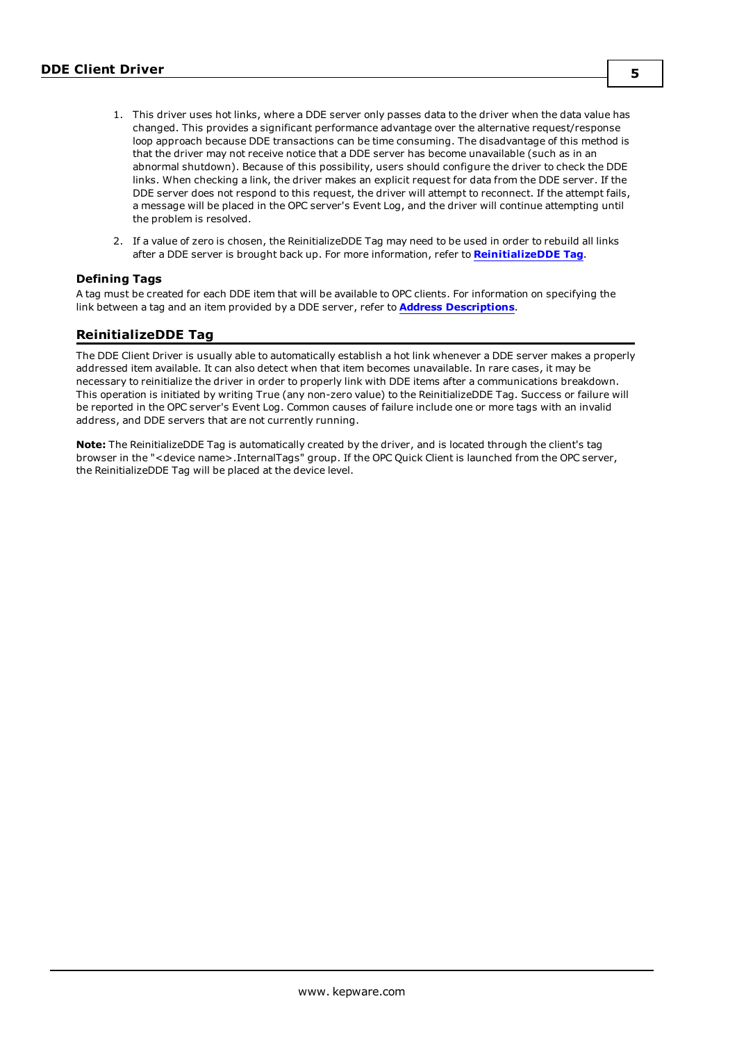1. This driver uses hot links, where a DDE server only passes data to the driver when the data value has changed. This provides a significant performance advantage over the alternative request/response loop approach because DDE transactions can be time consuming. The disadvantage of this method is that the driver may not receive notice that a DDE server has become unavailable (such as in an abnormal shutdown). Because of this possibility, users should configure the driver to check the DDE links. When checking a link, the driver makes an explicit request for data from the DDE server. If the DDE server does not respond to this request, the driver will attempt to reconnect. If the attempt fails, a message will be placed in the OPC server's Event Log, and the driver will continue attempting until the problem is resolved.

2. If a value of zero is chosen, the ReinitializeDDE Tag may need to be used in order to rebuild all links after a DDE server is brought back up. For more information, refer to **ReinitializeDDE Tag**.

### Defining Tags

A tag must be created for each DDE item that will be available to OPC clients. For information on specifying the link between a tag and an item provided by a DDE server, refer to **Address Descriptions**.

## ReinitializeDDE Tag

The DDE Client Driver is usually able to automatically establish a hot link whenever a DDE server makes a properly addressed item available. It can also detect when that item becomes unavailable. In rare cases, it may be necessary to reinitialize the driver in order to properly link with DDE items after a communications breakdown. This operation is initiated by writing True (any non-zero value) to the ReinitializeDDE Tag. Success or failure will be reported in the OPC server's Event Log. Common causes of failure include one or more tags with an invalid address, and DDE servers that are not currently running.

**Note:** The ReinitializeDDE Tag is automatically created by the driver, and is located through the client's tag browser in the "<device name>.InternalTags" group. If the OPC Quick Client is launched from the OPC server, the ReinitializeDDE Tag will be placed at the device level.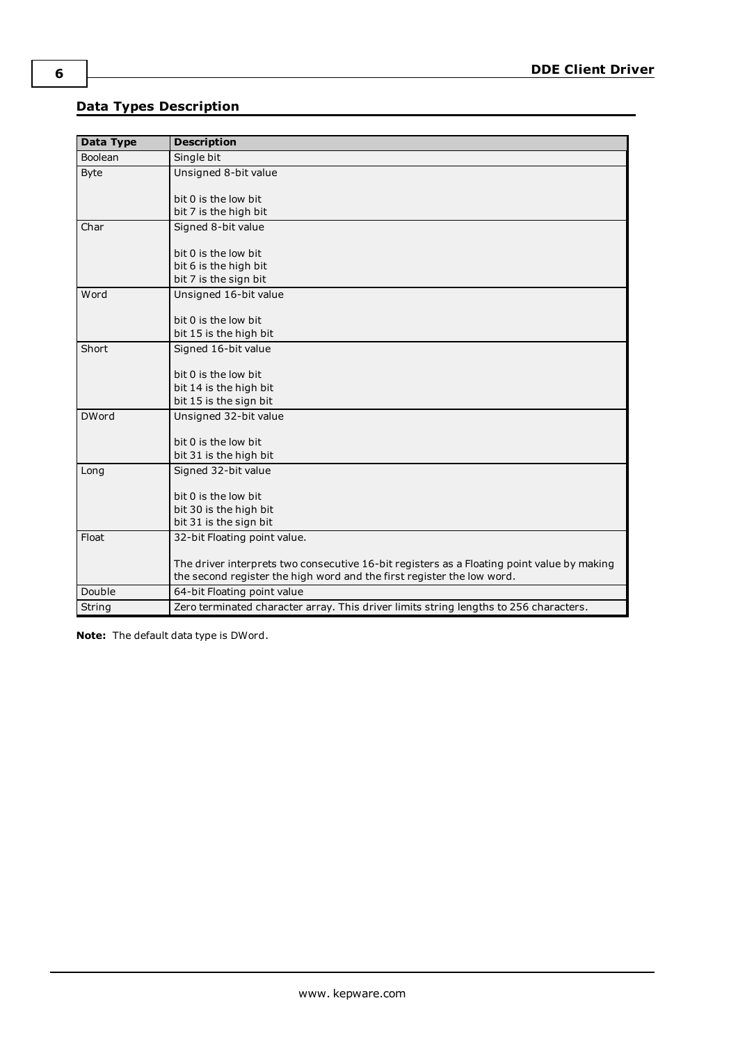## Data Types Description

| Data Type | Description |
|---|---|
| Boolean | Single bit |
| Byte | Unsigned 8-bit value<br><br>bit 0 is the low bit<br>bit 7 is the high bit |
| Char | Signed 8-bit value<br><br>bit 0 is the low bit<br>bit 6 is the high bit<br>bit 7 is the sign bit |
| Word | Unsigned 16-bit value<br><br>bit 0 is the low bit<br>bit 15 is the high bit |
| Short | Signed 16-bit value<br><br>bit 0 is the low bit<br>bit 14 is the high bit<br>bit 15 is the sign bit |
| DWord | Unsigned 32-bit value<br><br>bit 0 is the low bit<br>bit 31 is the high bit |
| Long | Signed 32-bit value<br><br>bit 0 is the low bit<br>bit 30 is the high bit<br>bit 31 is the sign bit |
| Float | 32-bit Floating point value.<br><br>The driver interprets two consecutive 16-bit registers as a Floating point value by making the second register the high word and the first register the low word. |
| Double | 64-bit Floating point value |
| String | Zero terminated character array. This driver limits string lengths to 256 characters. |

**Note:** The default data type is DWord.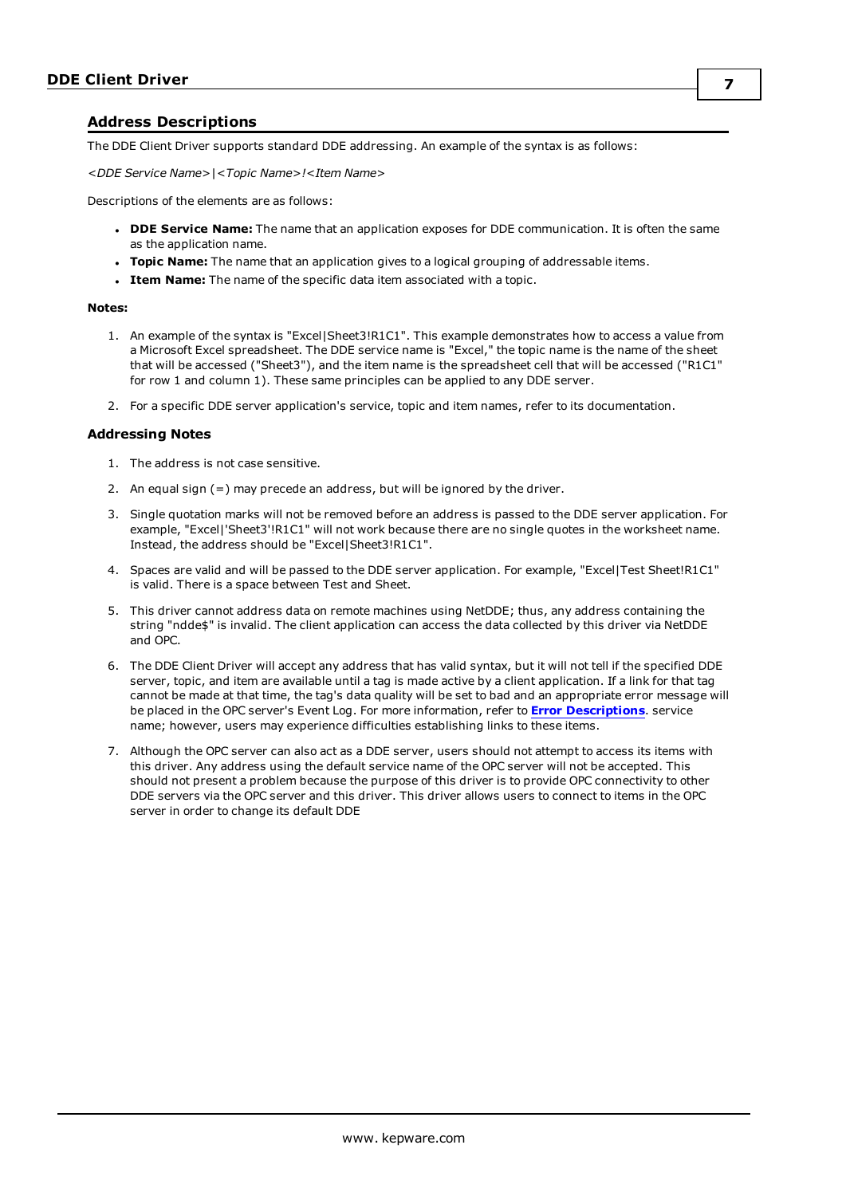## Address Descriptions

The DDE Client Driver supports standard DDE addressing. An example of the syntax is as follows:

*<DDE Service Name>|<Topic Name>!<Item Name>*

Descriptions of the elements are as follows:

- **DDE Service Name:** The name that an application exposes for DDE communication. It is often the same as the application name.
- **Topic Name:** The name that an application gives to a logical grouping of addressable items.
- **Item Name:** The name of the specific data item associated with a topic.

**Notes:**

1. An example of the syntax is "Excel|Sheet3!R1C1". This example demonstrates how to access a value from a Microsoft Excel spreadsheet. The DDE service name is "Excel," the topic name is the name of the sheet that will be accessed ("Sheet3"), and the item name is the spreadsheet cell that will be accessed ("R1C1" for row 1 and column 1). These same principles can be applied to any DDE server.

2. For a specific DDE server application's service, topic and item names, refer to its documentation.

### Addressing Notes

1. The address is not case sensitive.

2. An equal sign (=) may precede an address, but will be ignored by the driver.

3. Single quotation marks will not be removed before an address is passed to the DDE server application. For example, "Excel|'Sheet3'!R1C1" will not work because there are no single quotes in the worksheet name. Instead, the address should be "Excel|Sheet3!R1C1".

4. Spaces are valid and will be passed to the DDE server application. For example, "Excel|Test Sheet!R1C1" is valid. There is a space between Test and Sheet.

5. This driver cannot address data on remote machines using NetDDE; thus, any address containing the string "ndde$" is invalid. The client application can access the data collected by this driver via NetDDE and OPC.

6. The DDE Client Driver will accept any address that has valid syntax, but it will not tell if the specified DDE server, topic, and item are available until a tag is made active by a client application. If a link for that tag cannot be made at that time, the tag's data quality will be set to bad and an appropriate error message will be placed in the OPC server's Event Log. For more information, refer to **Error Descriptions**. service name; however, users may experience difficulties establishing links to these items.

7. Although the OPC server can also act as a DDE server, users should not attempt to access its items with this driver. Any address using the default service name of the OPC server will not be accepted. This should not present a problem because the purpose of this driver is to provide OPC connectivity to other DDE servers via the OPC server and this driver. This driver allows users to connect to items in the OPC server in order to change its default DDE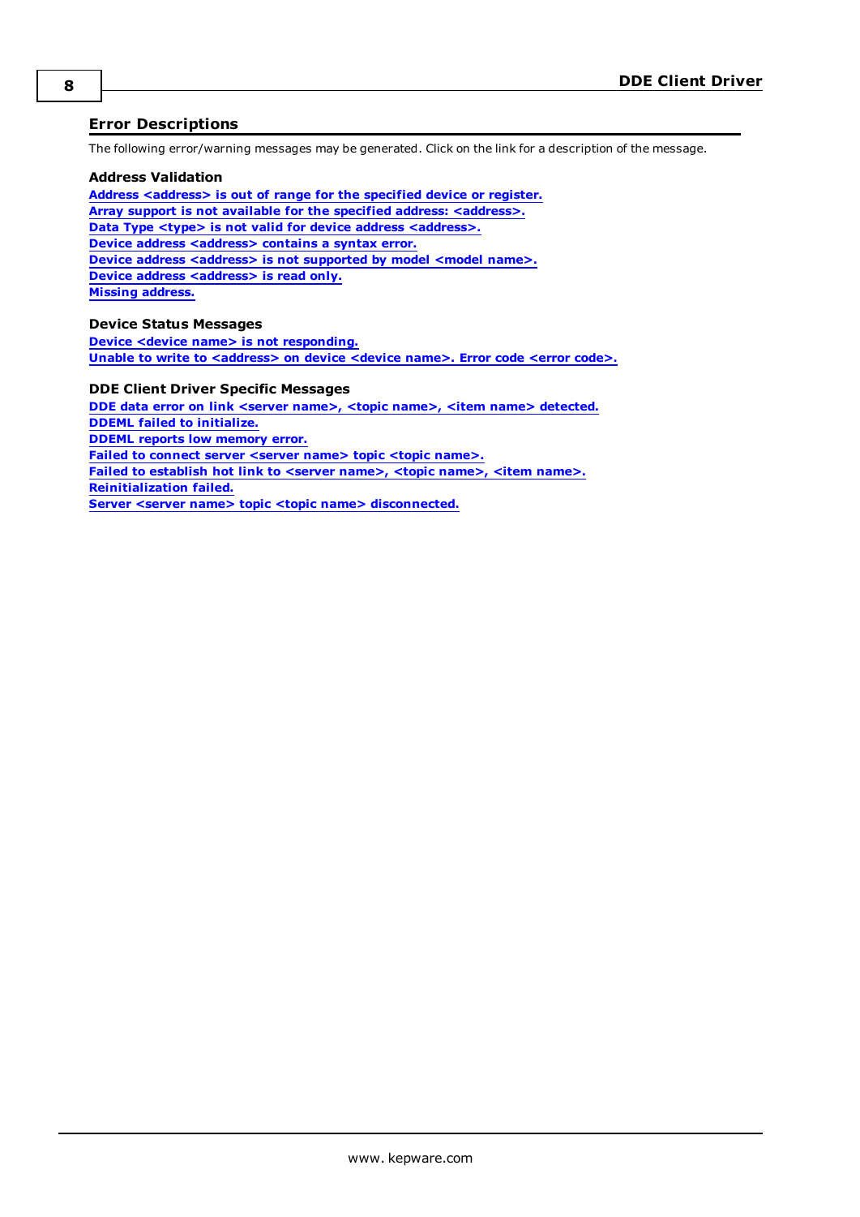## Error Descriptions

The following error/warning messages may be generated. Click on the link for a description of the message.

### Address Validation

**Address <address> is out of range for the specified device or register.**
**Array support is not available for the specified address: <address>.**
**Data Type <type> is not valid for device address <address>.**
**Device address <address> contains a syntax error.**
**Device address <address> is not supported by model <model name>.**
**Device address <address> is read only.**
**Missing address.**

### Device Status Messages

**Device <device name> is not responding.**
**Unable to write to <address> on device <device name>. Error code <error code>.**

### DDE Client Driver Specific Messages

**DDE data error on link <server name>, <topic name>, <item name> detected.**
**DDEML failed to initialize.**
**DDEML reports low memory error.**
**Failed to connect server <server name> topic <topic name>.**
**Failed to establish hot link to <server name>, <topic name>, <item name>.**
**Reinitialization failed.**
**Server <server name> topic <topic name> disconnected.**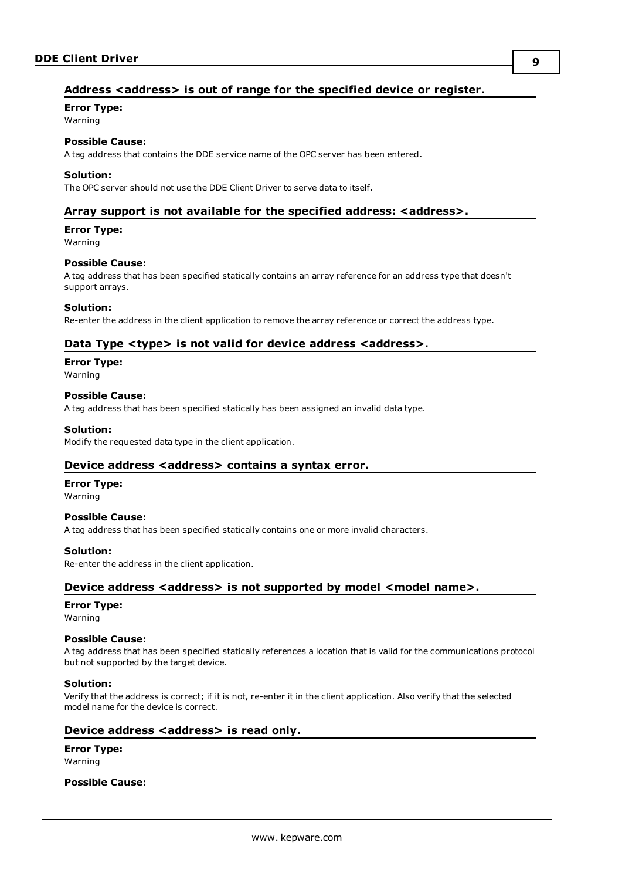### Address <address> is out of range for the specified device or register.

**Error Type:**
Warning

**Possible Cause:**
A tag address that contains the DDE service name of the OPC server has been entered.

**Solution:**
The OPC server should not use the DDE Client Driver to serve data to itself.

### Array support is not available for the specified address: <address>.

**Error Type:**
Warning

**Possible Cause:**
A tag address that has been specified statically contains an array reference for an address type that doesn't support arrays.

**Solution:**
Re-enter the address in the client application to remove the array reference or correct the address type.

### Data Type <type> is not valid for device address <address>.

**Error Type:**
Warning

**Possible Cause:**
A tag address that has been specified statically has been assigned an invalid data type.

**Solution:**
Modify the requested data type in the client application.

### Device address <address> contains a syntax error.

**Error Type:**
Warning

**Possible Cause:**
A tag address that has been specified statically contains one or more invalid characters.

**Solution:**
Re-enter the address in the client application.

### Device address <address> is not supported by model <model name>.

**Error Type:**
Warning

**Possible Cause:**
A tag address that has been specified statically references a location that is valid for the communications protocol but not supported by the target device.

**Solution:**
Verify that the address is correct; if it is not, re-enter it in the client application. Also verify that the selected model name for the device is correct.

### Device address <address> is read only.

**Error Type:**
Warning

**Possible Cause:**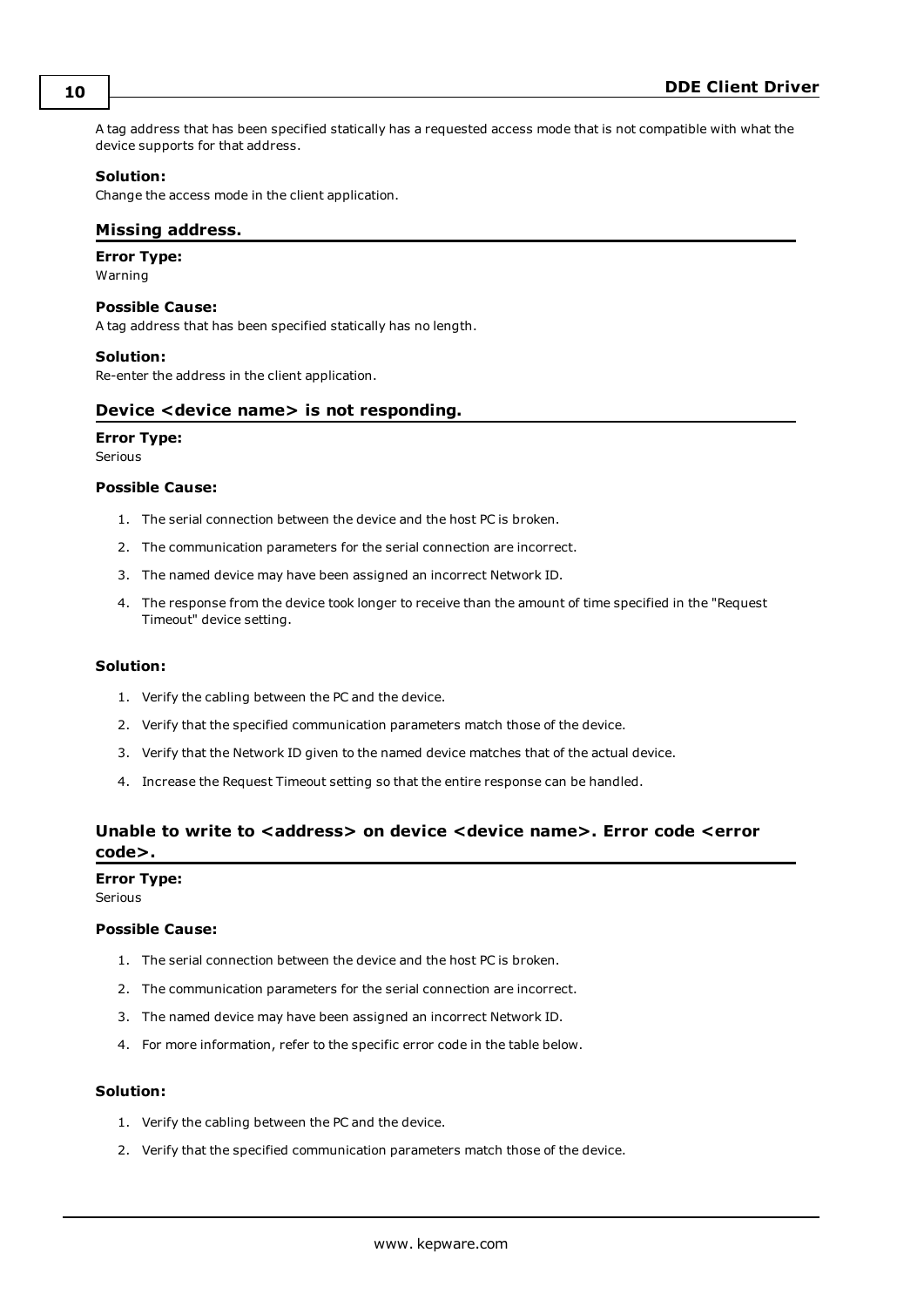A tag address that has been specified statically has a requested access mode that is not compatible with what the device supports for that address.

**Solution:**
Change the access mode in the client application.

### Missing address.

**Error Type:**
Warning

**Possible Cause:**
A tag address that has been specified statically has no length.

**Solution:**
Re-enter the address in the client application.

### Device <device name> is not responding.

**Error Type:**
Serious

**Possible Cause:**

1. The serial connection between the device and the host PC is broken.
2. The communication parameters for the serial connection are incorrect.
3. The named device may have been assigned an incorrect Network ID.
4. The response from the device took longer to receive than the amount of time specified in the "Request Timeout" device setting.

**Solution:**

1. Verify the cabling between the PC and the device.
2. Verify that the specified communication parameters match those of the device.
3. Verify that the Network ID given to the named device matches that of the actual device.
4. Increase the Request Timeout setting so that the entire response can be handled.

### Unable to write to <address> on device <device name>. Error code <error code>.

**Error Type:**
Serious

**Possible Cause:**

1. The serial connection between the device and the host PC is broken.
2. The communication parameters for the serial connection are incorrect.
3. The named device may have been assigned an incorrect Network ID.
4. For more information, refer to the specific error code in the table below.

**Solution:**

1. Verify the cabling between the PC and the device.
2. Verify that the specified communication parameters match those of the device.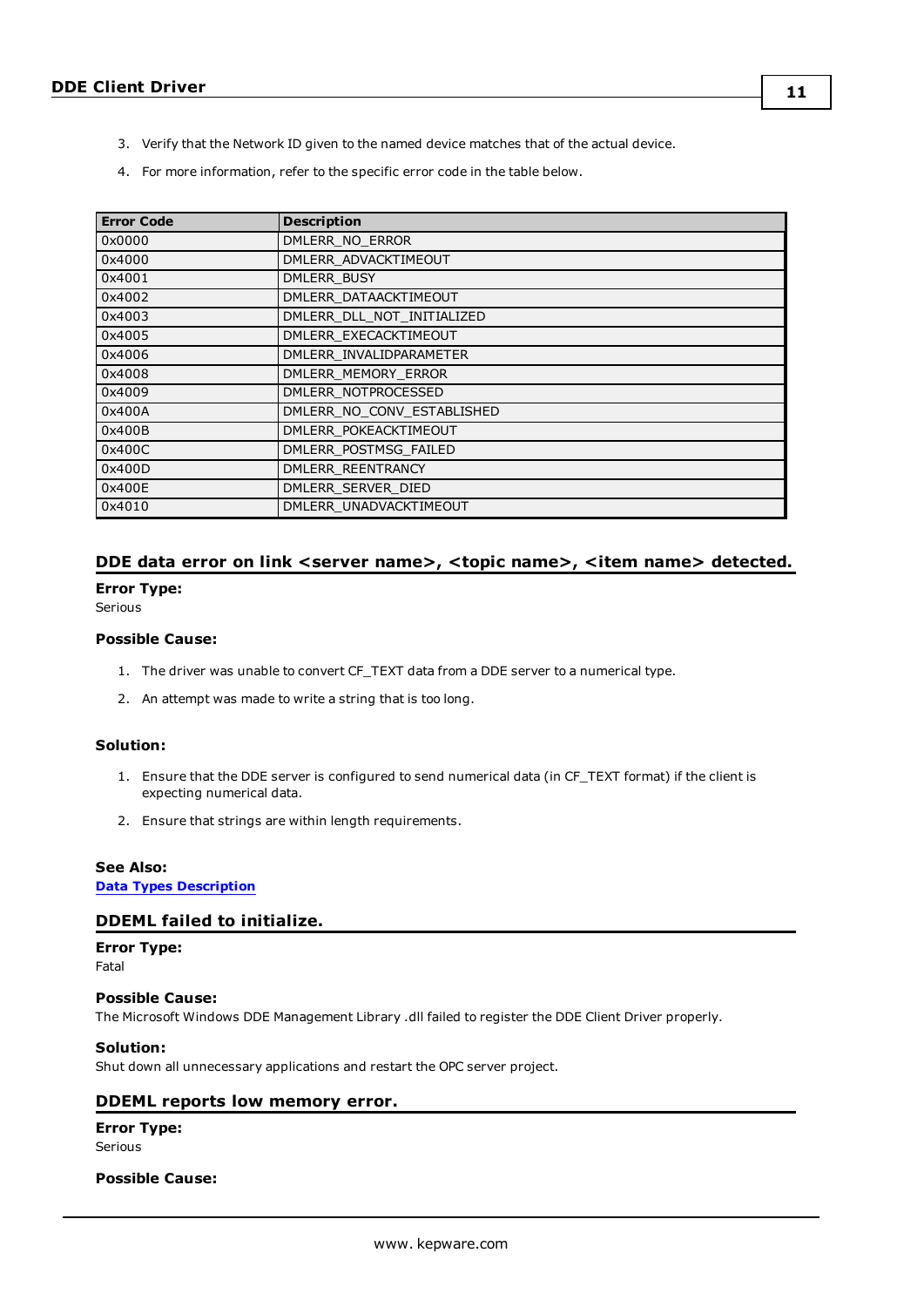3. Verify that the Network ID given to the named device matches that of the actual device.
4. For more information, refer to the specific error code in the table below.

| Error Code | Description |
| --- | --- |
| 0x0000 | DMLERR_NO_ERROR |
| 0x4000 | DMLERR_ADVACKTIMEOUT |
| 0x4001 | DMLERR_BUSY |
| 0x4002 | DMLERR_DATAACKTIMEOUT |
| 0x4003 | DMLERR_DLL_NOT_INITIALIZED |
| 0x4005 | DMLERR_EXECACKTIMEOUT |
| 0x4006 | DMLERR_INVALIDPARAMETER |
| 0x4008 | DMLERR_MEMORY_ERROR |
| 0x4009 | DMLERR_NOTPROCESSED |
| 0x400A | DMLERR_NO_CONV_ESTABLISHED |
| 0x400B | DMLERR_POKEACKTIMEOUT |
| 0x400C | DMLERR_POSTMSG_FAILED |
| 0x400D | DMLERR_REENTRANCY |
| 0x400E | DMLERR_SERVER_DIED |
| 0x4010 | DMLERR_UNADVACKTIMEOUT |

## DDE data error on link <server name>, <topic name>, <item name> detected.

**Error Type:**
Serious

**Possible Cause:**

1. The driver was unable to convert CF_TEXT data from a DDE server to a numerical type.
2. An attempt was made to write a string that is too long.

**Solution:**

1. Ensure that the DDE server is configured to send numerical data (in CF_TEXT format) if the client is expecting numerical data.
2. Ensure that strings are within length requirements.

**See Also:**
**Data Types Description**

## DDEML failed to initialize.

**Error Type:**
Fatal

**Possible Cause:**
The Microsoft Windows DDE Management Library .dll failed to register the DDE Client Driver properly.

**Solution:**
Shut down all unnecessary applications and restart the OPC server project.

## DDEML reports low memory error.

**Error Type:**
Serious

**Possible Cause:**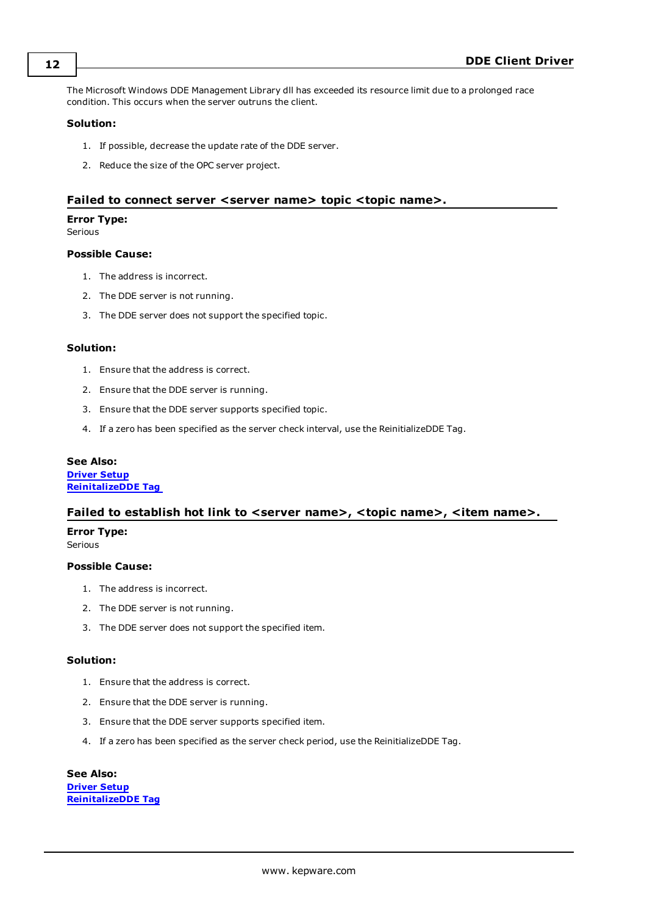The Microsoft Windows DDE Management Library dll has exceeded its resource limit due to a prolonged race condition. This occurs when the server outruns the client.

**Solution:**

1. If possible, decrease the update rate of the DDE server.
2. Reduce the size of the OPC server project.

## Failed to connect server <server name> topic <topic name>.

**Error Type:**
Serious

**Possible Cause:**

1. The address is incorrect.
2. The DDE server is not running.
3. The DDE server does not support the specified topic.

**Solution:**

1. Ensure that the address is correct.
2. Ensure that the DDE server is running.
3. Ensure that the DDE server supports specified topic.
4. If a zero has been specified as the server check interval, use the ReinitializeDDE Tag.

**See Also:**
**Driver Setup**
**ReinitalizeDDE Tag**

## Failed to establish hot link to <server name>, <topic name>, <item name>.

**Error Type:**
Serious

**Possible Cause:**

1. The address is incorrect.
2. The DDE server is not running.
3. The DDE server does not support the specified item.

**Solution:**

1. Ensure that the address is correct.
2. Ensure that the DDE server is running.
3. Ensure that the DDE server supports specified item.
4. If a zero has been specified as the server check period, use the ReinitializeDDE Tag.

**See Also:**
**Driver Setup**
**ReinitalizeDDE Tag**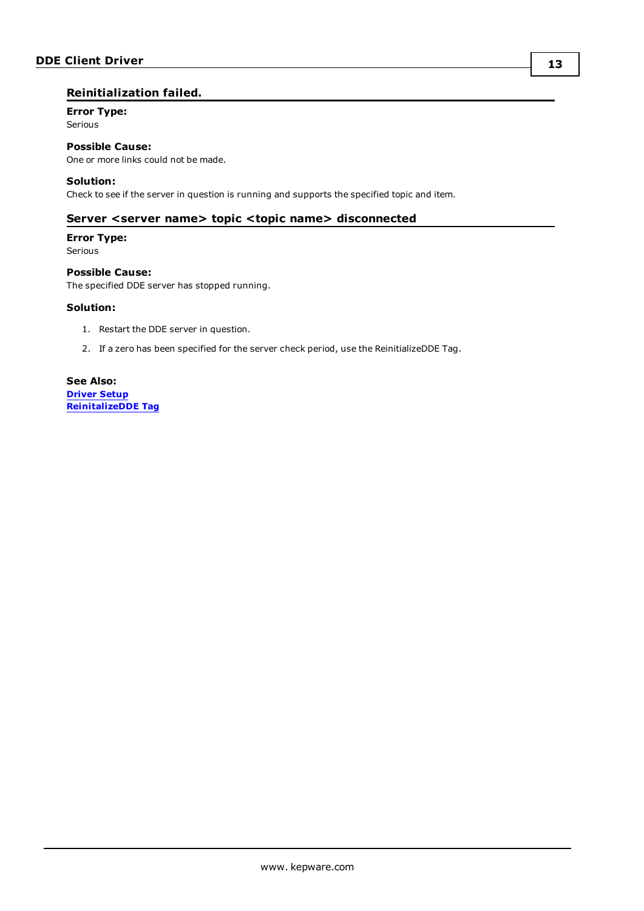## Reinitialization failed.

**Error Type:**
Serious

**Possible Cause:**
One or more links could not be made.

**Solution:**
Check to see if the server in question is running and supports the specified topic and item.

## Server <server name> topic <topic name> disconnected

**Error Type:**
Serious

**Possible Cause:**
The specified DDE server has stopped running.

**Solution:**

1. Restart the DDE server in question.
2. If a zero has been specified for the server check period, use the ReinitializeDDE Tag.

**See Also:**
**Driver Setup**
**ReinitalizeDDE Tag**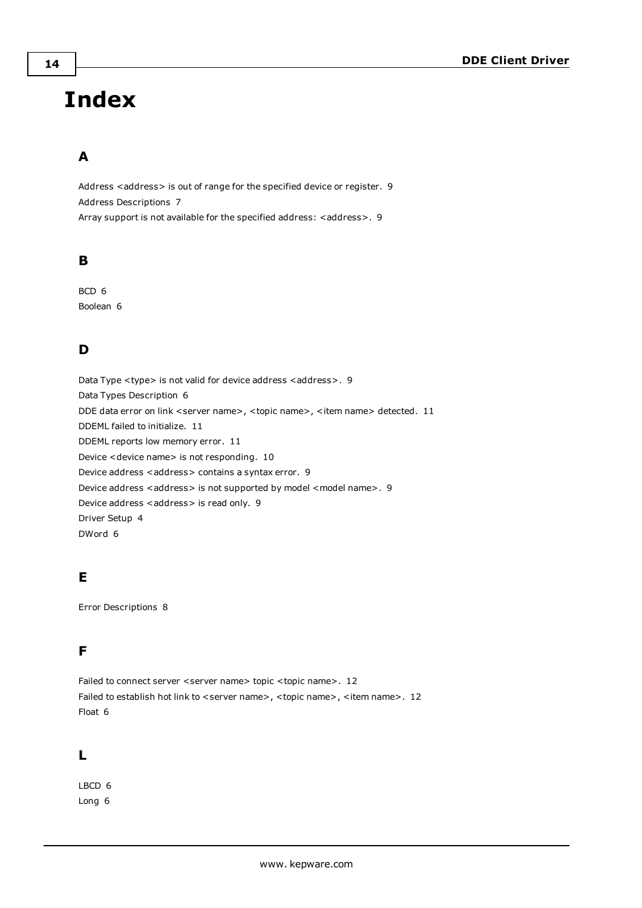# Index

## A

Address <address> is out of range for the specified device or register. 9
Address Descriptions 7
Array support is not available for the specified address: <address>. 9

## B

BCD 6
Boolean 6

## D

Data Type <type> is not valid for device address <address>. 9
Data Types Description 6
DDE data error on link <server name>, <topic name>, <item name> detected. 11
DDEML failed to initialize. 11
DDEML reports low memory error. 11
Device <device name> is not responding. 10
Device address <address> contains a syntax error. 9
Device address <address> is not supported by model <model name>. 9
Device address <address> is read only. 9
Driver Setup 4
DWord 6

## E

Error Descriptions 8

## F

Failed to connect server <server name> topic <topic name>. 12
Failed to establish hot link to <server name>, <topic name>, <item name>. 12
Float 6

## L

LBCD 6
Long 6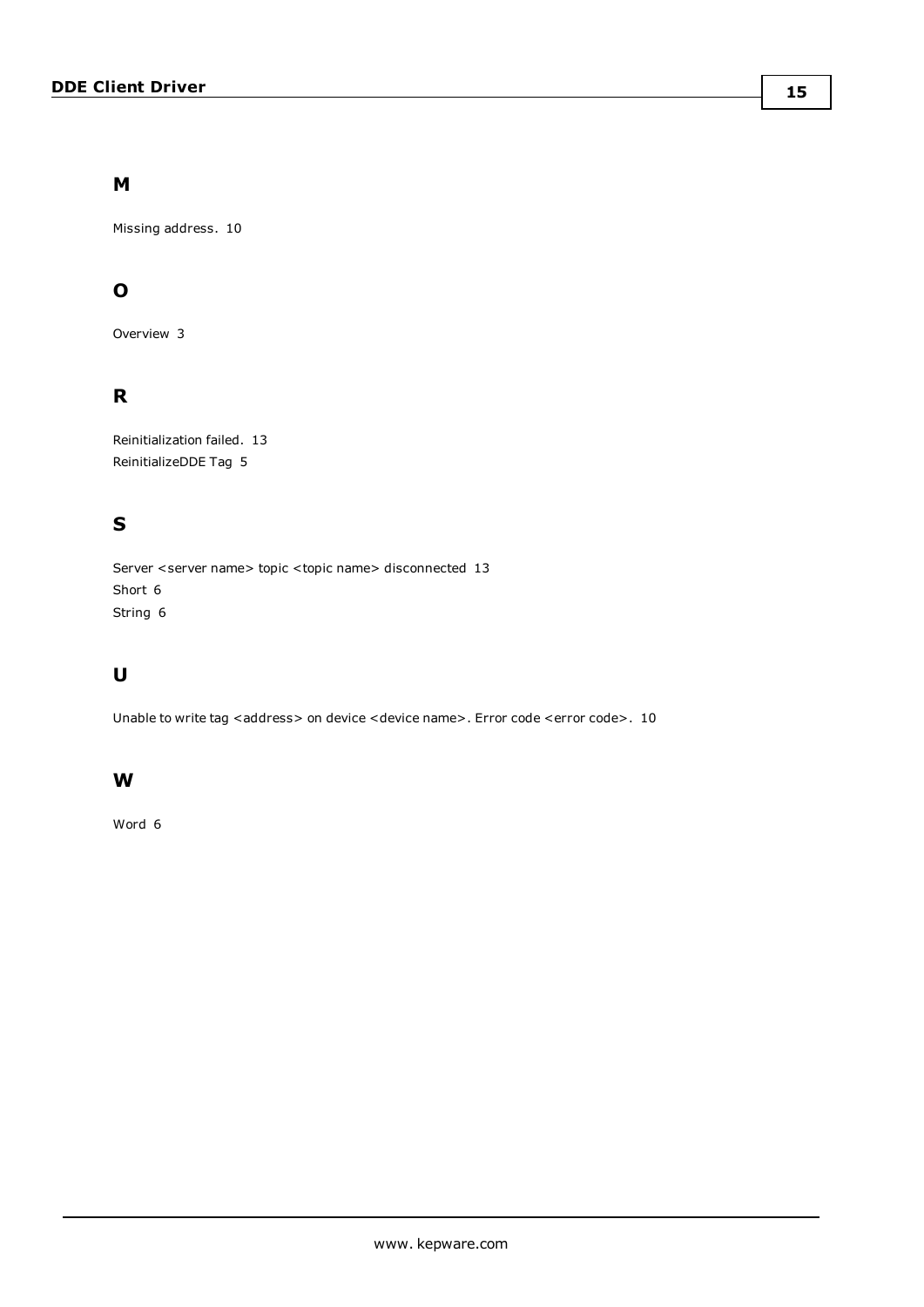## M

Missing address. 10

## O

Overview 3

## R

Reinitialization failed. 13
ReinitializeDDE Tag 5

## S

Server <server name> topic <topic name> disconnected 13
Short 6
String 6

## U

Unable to write tag <address> on device <device name>. Error code <error code>. 10

## W

Word 6